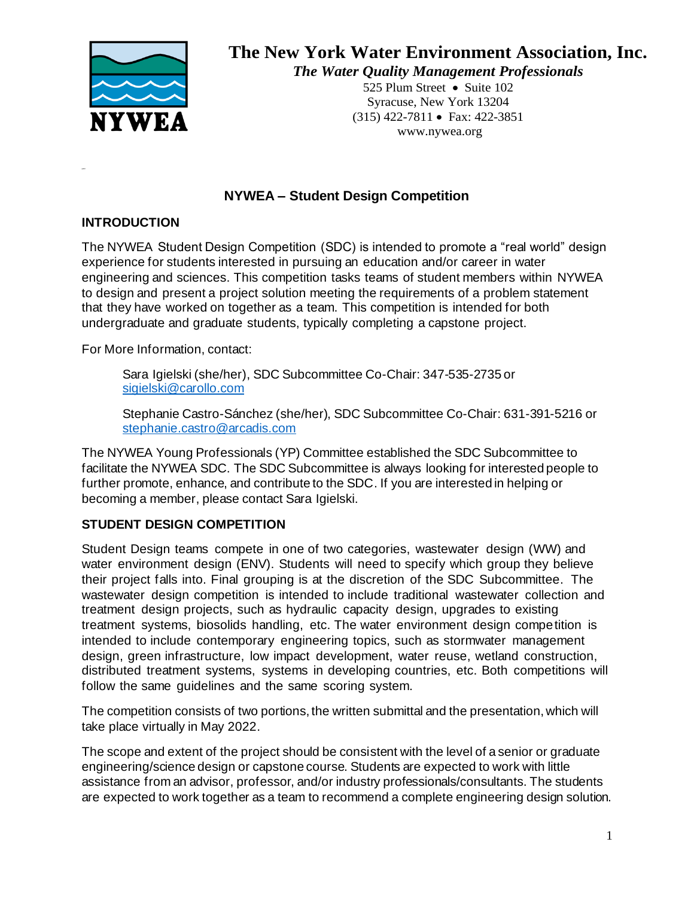# The New York Water Environment Association, Inc.

*The Water Quality Management Professionals*

525 Plum Street • Suite 102
Syracuse, New York 13204
(315) 422-7811 • Fax: 422-3851
www.nywea.org

## NYWEA – Student Design Competition

### INTRODUCTION

The NYWEA Student Design Competition (SDC) is intended to promote a "real world" design experience for students interested in pursuing an education and/or career in water engineering and sciences. This competition tasks teams of student members within NYWEA to design and present a project solution meeting the requirements of a problem statement that they have worked on together as a team. This competition is intended for both undergraduate and graduate students, typically completing a capstone project.

For More Information, contact:

> Sara Igielski (she/her), SDC Subcommittee Co-Chair: 347-535-2735 or [sigielski@carollo.com](mailto:sigielski@carollo.com)
>
> Stephanie Castro-Sánchez (she/her), SDC Subcommittee Co-Chair: 631-391-5216 or [stephanie.castro@arcadis.com](mailto:stephanie.castro@arcadis.com)

The NYWEA Young Professionals (YP) Committee established the SDC Subcommittee to facilitate the NYWEA SDC. The SDC Subcommittee is always looking for interested people to further promote, enhance, and contribute to the SDC. If you are interested in helping or becoming a member, please contact Sara Igielski.

### STUDENT DESIGN COMPETITION

Student Design teams compete in one of two categories, wastewater design (WW) and water environment design (ENV). Students will need to specify which group they believe their project falls into. Final grouping is at the discretion of the SDC Subcommittee. The wastewater design competition is intended to include traditional wastewater collection and treatment design projects, such as hydraulic capacity design, upgrades to existing treatment systems, biosolids handling, etc. The water environment design competition is intended to include contemporary engineering topics, such as stormwater management design, green infrastructure, low impact development, water reuse, wetland construction, distributed treatment systems, systems in developing countries, etc. Both competitions will follow the same guidelines and the same scoring system.

The competition consists of two portions, the written submittal and the presentation, which will take place virtually in May 2022.

The scope and extent of the project should be consistent with the level of a senior or graduate engineering/science design or capstone course. Students are expected to work with little assistance from an advisor, professor, and/or industry professionals/consultants. The students are expected to work together as a team to recommend a complete engineering design solution.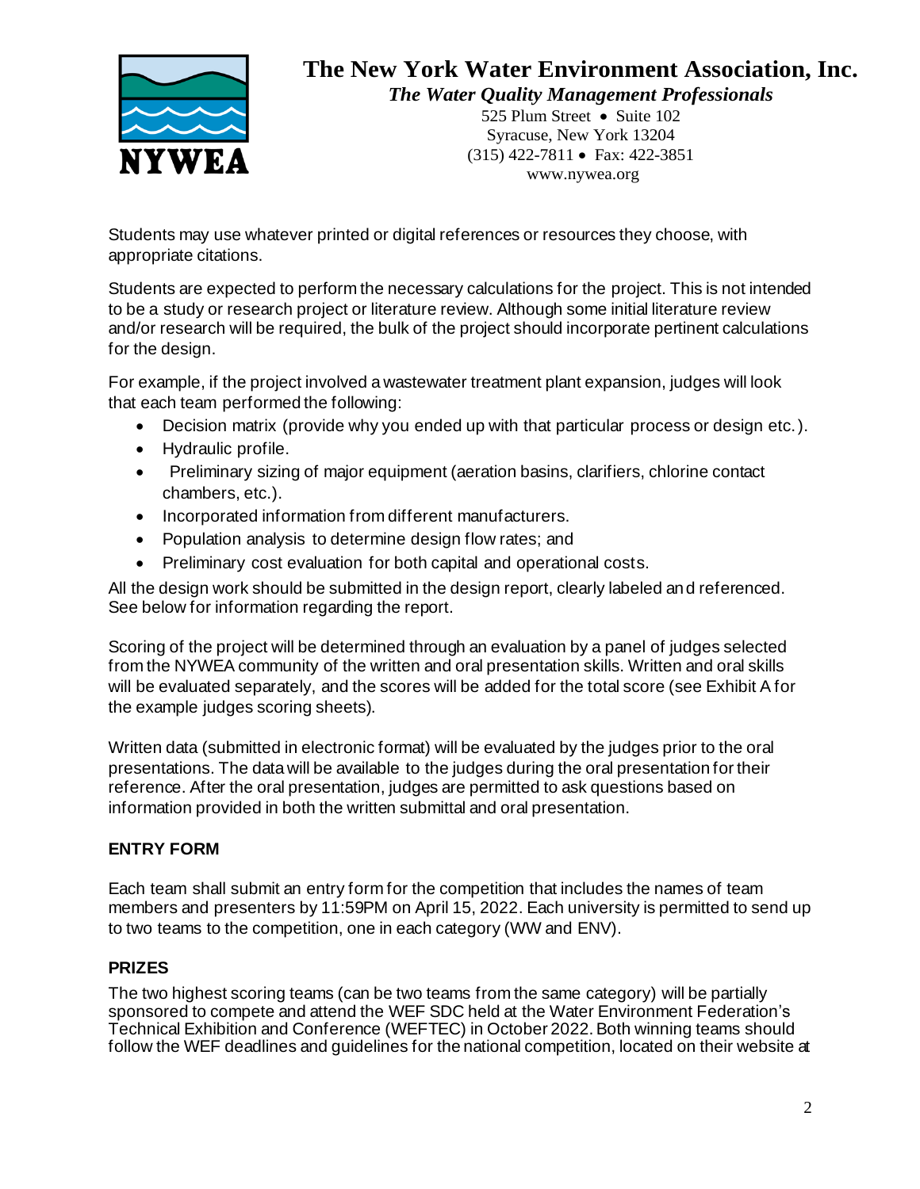Students may use whatever printed or digital references or resources they choose, with appropriate citations.

Students are expected to perform the necessary calculations for the project. This is not intended to be a study or research project or literature review. Although some initial literature review and/or research will be required, the bulk of the project should incorporate pertinent calculations for the design.

For example, if the project involved a wastewater treatment plant expansion, judges will look that each team performed the following:

- Decision matrix (provide why you ended up with that particular process or design etc.).
- Hydraulic profile.
- Preliminary sizing of major equipment (aeration basins, clarifiers, chlorine contact chambers, etc.).
- Incorporated information from different manufacturers.
- Population analysis to determine design flow rates; and
- Preliminary cost evaluation for both capital and operational costs.

All the design work should be submitted in the design report, clearly labeled and referenced. See below for information regarding the report.

Scoring of the project will be determined through an evaluation by a panel of judges selected from the NYWEA community of the written and oral presentation skills. Written and oral skills will be evaluated separately, and the scores will be added for the total score (see Exhibit A for the example judges scoring sheets).

Written data (submitted in electronic format) will be evaluated by the judges prior to the oral presentations. The data will be available to the judges during the oral presentation for their reference. After the oral presentation, judges are permitted to ask questions based on information provided in both the written submittal and oral presentation.

## ENTRY FORM

Each team shall submit an entry form for the competition that includes the names of team members and presenters by 11:59PM on April 15, 2022. Each university is permitted to send up to two teams to the competition, one in each category (WW and ENV).

## PRIZES

The two highest scoring teams (can be two teams from the same category) will be partially sponsored to compete and attend the WEF SDC held at the Water Environment Federation's Technical Exhibition and Conference (WEFTEC) in October 2022. Both winning teams should follow the WEF deadlines and guidelines for the national competition, located on their website at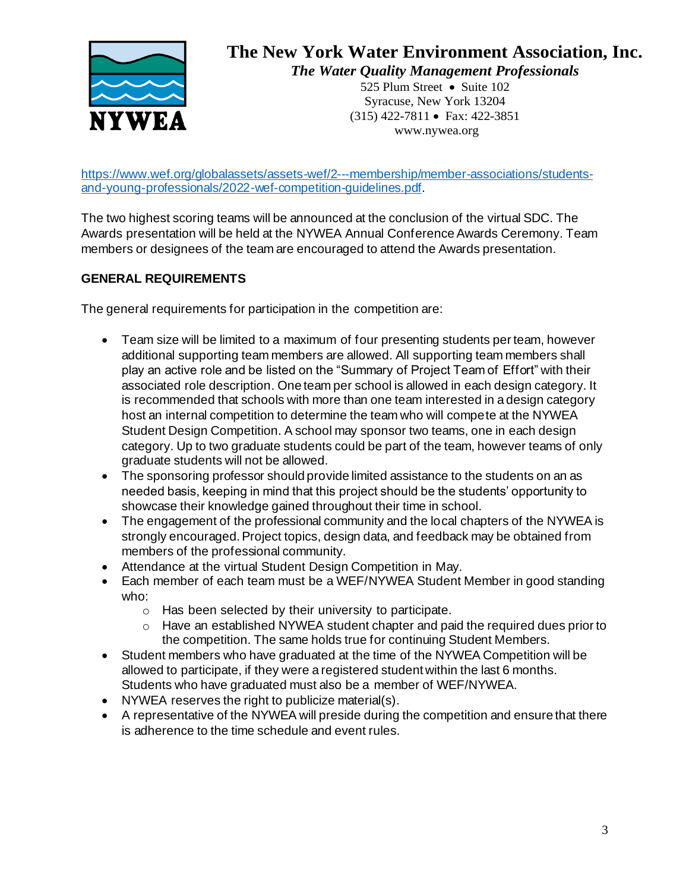https://www.wef.org/globalassets/assets-wef/2---membership/member-associations/students-and-young-professionals/2022-wef-competition-guidelines.pdf.

The two highest scoring teams will be announced at the conclusion of the virtual SDC. The Awards presentation will be held at the NYWEA Annual Conference Awards Ceremony. Team members or designees of the team are encouraged to attend the Awards presentation.

**GENERAL REQUIREMENTS**

The general requirements for participation in the competition are:

- Team size will be limited to a maximum of four presenting students per team, however additional supporting team members are allowed. All supporting team members shall play an active role and be listed on the "Summary of Project Team of Effort" with their associated role description. One team per school is allowed in each design category. It is recommended that schools with more than one team interested in a design category host an internal competition to determine the team who will compete at the NYWEA Student Design Competition. A school may sponsor two teams, one in each design category. Up to two graduate students could be part of the team, however teams of only graduate students will not be allowed.
- The sponsoring professor should provide limited assistance to the students on an as needed basis, keeping in mind that this project should be the students' opportunity to showcase their knowledge gained throughout their time in school.
- The engagement of the professional community and the local chapters of the NYWEA is strongly encouraged. Project topics, design data, and feedback may be obtained from members of the professional community.
- Attendance at the virtual Student Design Competition in May.
- Each member of each team must be a WEF/NYWEA Student Member in good standing who:
    - Has been selected by their university to participate.
    - Have an established NYWEA student chapter and paid the required dues prior to the competition. The same holds true for continuing Student Members.
- Student members who have graduated at the time of the NYWEA Competition will be allowed to participate, if they were a registered student within the last 6 months. Students who have graduated must also be a member of WEF/NYWEA.
- NYWEA reserves the right to publicize material(s).
- A representative of the NYWEA will preside during the competition and ensure that there is adherence to the time schedule and event rules.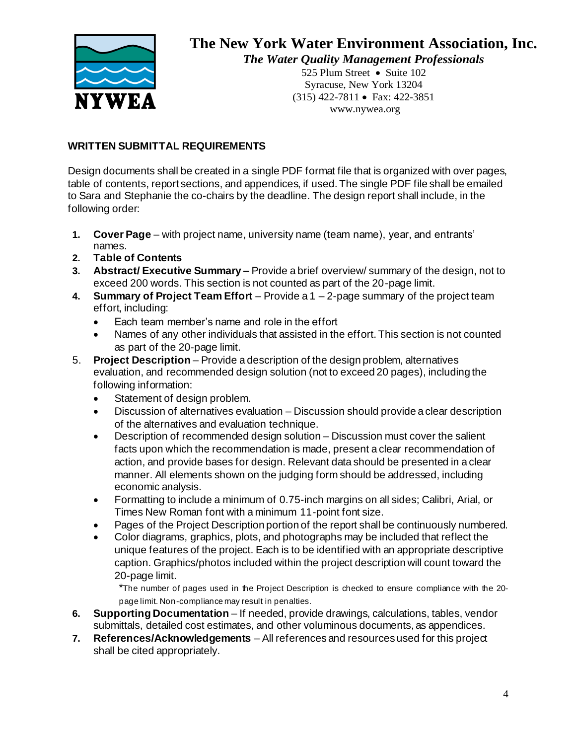# The New York Water Environment Association, Inc.

*The Water Quality Management Professionals*

525 Plum Street • Suite 102
Syracuse, New York 13204
(315) 422-7811 • Fax: 422-3851
www.nywea.org

## WRITTEN SUBMITTAL REQUIREMENTS

Design documents shall be created in a single PDF format file that is organized with over pages, table of contents, report sections, and appendices, if used. The single PDF file shall be emailed to Sara and Stephanie the co-chairs by the deadline. The design report shall include, in the following order:

1. **Cover Page** – with project name, university name (team name), year, and entrants' names.
2. **Table of Contents**
3. **Abstract/ Executive Summary –** Provide a brief overview/ summary of the design, not to exceed 200 words. This section is not counted as part of the 20-page limit.
4. **Summary of Project Team Effort** – Provide a 1 – 2-page summary of the project team effort, including:
   - Each team member's name and role in the effort
   - Names of any other individuals that assisted in the effort. This section is not counted as part of the 20-page limit.
5. **Project Description** – Provide a description of the design problem, alternatives evaluation, and recommended design solution (not to exceed 20 pages), including the following information:
   - Statement of design problem.
   - Discussion of alternatives evaluation – Discussion should provide a clear description of the alternatives and evaluation technique.
   - Description of recommended design solution – Discussion must cover the salient facts upon which the recommendation is made, present a clear recommendation of action, and provide bases for design. Relevant data should be presented in a clear manner. All elements shown on the judging form should be addressed, including economic analysis.
   - Formatting to include a minimum of 0.75-inch margins on all sides; Calibri, Arial, or Times New Roman font with a minimum 11-point font size.
   - Pages of the Project Description portion of the report shall be continuously numbered.
   - Color diagrams, graphics, plots, and photographs may be included that reflect the unique features of the project. Each is to be identified with an appropriate descriptive caption. Graphics/photos included within the project description will count toward the 20-page limit.

     *The number of pages used in the Project Description is checked to ensure compliance with the 20-page limit. Non-compliance may result in penalties.
6. **Supporting Documentation** – If needed, provide drawings, calculations, tables, vendor submittals, detailed cost estimates, and other voluminous documents, as appendices.
7. **References/Acknowledgements** – All references and resources used for this project shall be cited appropriately.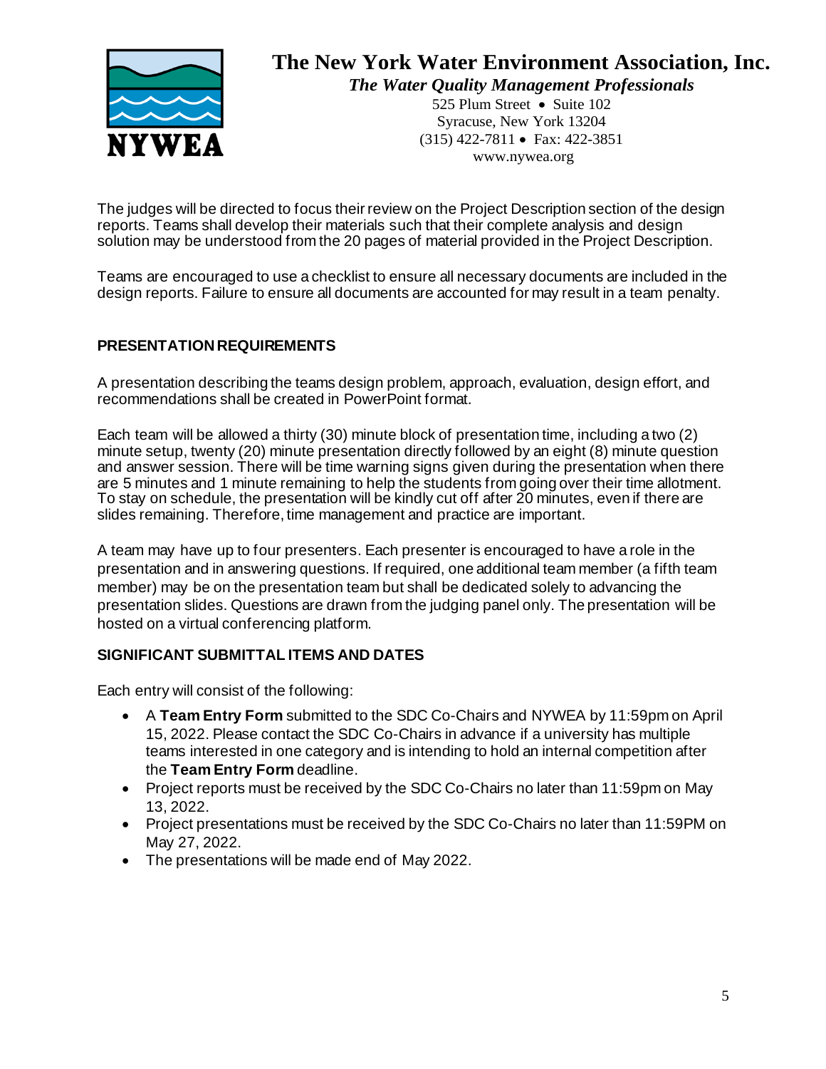The judges will be directed to focus their review on the Project Description section of the design reports. Teams shall develop their materials such that their complete analysis and design solution may be understood from the 20 pages of material provided in the Project Description.

Teams are encouraged to use a checklist to ensure all necessary documents are included in the design reports. Failure to ensure all documents are accounted for may result in a team penalty.

## PRESENTATION REQUIREMENTS

A presentation describing the teams design problem, approach, evaluation, design effort, and recommendations shall be created in PowerPoint format.

Each team will be allowed a thirty (30) minute block of presentation time, including a two (2) minute setup, twenty (20) minute presentation directly followed by an eight (8) minute question and answer session. There will be time warning signs given during the presentation when there are 5 minutes and 1 minute remaining to help the students from going over their time allotment. To stay on schedule, the presentation will be kindly cut off after 20 minutes, even if there are slides remaining. Therefore, time management and practice are important.

A team may have up to four presenters. Each presenter is encouraged to have a role in the presentation and in answering questions. If required, one additional team member (a fifth team member) may be on the presentation team but shall be dedicated solely to advancing the presentation slides. Questions are drawn from the judging panel only. The presentation will be hosted on a virtual conferencing platform.

## SIGNIFICANT SUBMITTAL ITEMS AND DATES

Each entry will consist of the following:

- A **Team Entry Form** submitted to the SDC Co-Chairs and NYWEA by 11:59pm on April 15, 2022. Please contact the SDC Co-Chairs in advance if a university has multiple teams interested in one category and is intending to hold an internal competition after the **Team Entry Form** deadline.
- Project reports must be received by the SDC Co-Chairs no later than 11:59pm on May 13, 2022.
- Project presentations must be received by the SDC Co-Chairs no later than 11:59PM on May 27, 2022.
- The presentations will be made end of May 2022.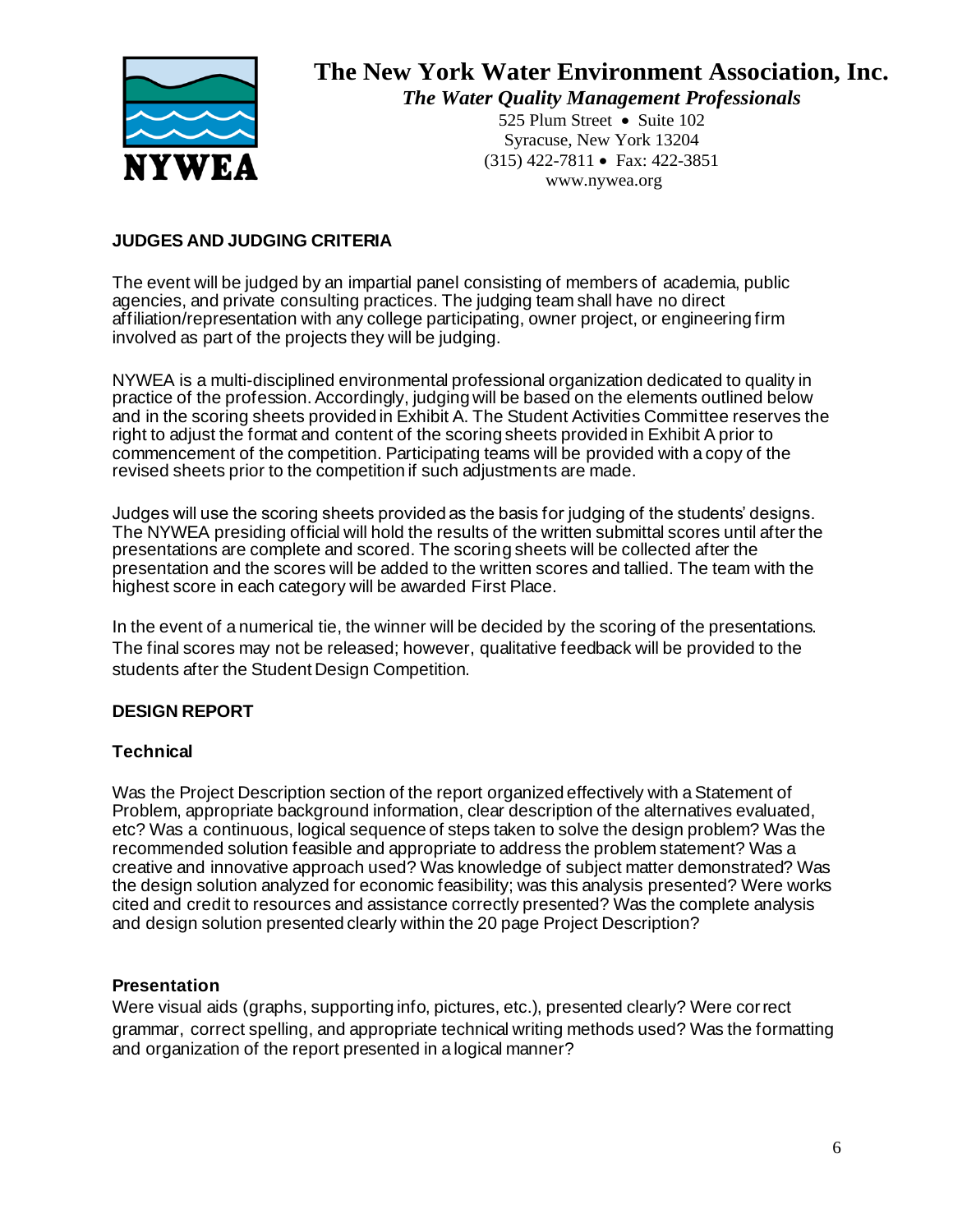# The New York Water Environment Association, Inc.

***The Water Quality Management Professionals***

525 Plum Street • Suite 102
Syracuse, New York 13204
(315) 422-7811 • Fax: 422-3851
www.nywea.org

## JUDGES AND JUDGING CRITERIA

The event will be judged by an impartial panel consisting of members of academia, public agencies, and private consulting practices. The judging team shall have no direct affiliation/representation with any college participating, owner project, or engineering firm involved as part of the projects they will be judging.

NYWEA is a multi-disciplined environmental professional organization dedicated to quality in practice of the profession. Accordingly, judging will be based on the elements outlined below and in the scoring sheets provided in Exhibit A. The Student Activities Committee reserves the right to adjust the format and content of the scoring sheets provided in Exhibit A prior to commencement of the competition. Participating teams will be provided with a copy of the revised sheets prior to the competition if such adjustments are made.

Judges will use the scoring sheets provided as the basis for judging of the students' designs. The NYWEA presiding official will hold the results of the written submittal scores until after the presentations are complete and scored. The scoring sheets will be collected after the presentation and the scores will be added to the written scores and tallied. The team with the highest score in each category will be awarded First Place.

In the event of a numerical tie, the winner will be decided by the scoring of the presentations. The final scores may not be released; however, qualitative feedback will be provided to the students after the Student Design Competition.

## DESIGN REPORT

### Technical

Was the Project Description section of the report organized effectively with a Statement of Problem, appropriate background information, clear description of the alternatives evaluated, etc? Was a continuous, logical sequence of steps taken to solve the design problem? Was the recommended solution feasible and appropriate to address the problem statement? Was a creative and innovative approach used? Was knowledge of subject matter demonstrated? Was the design solution analyzed for economic feasibility; was this analysis presented? Were works cited and credit to resources and assistance correctly presented? Was the complete analysis and design solution presented clearly within the 20 page Project Description?

### Presentation

Were visual aids (graphs, supporting info, pictures, etc.), presented clearly? Were correct grammar, correct spelling, and appropriate technical writing methods used? Was the formatting and organization of the report presented in a logical manner?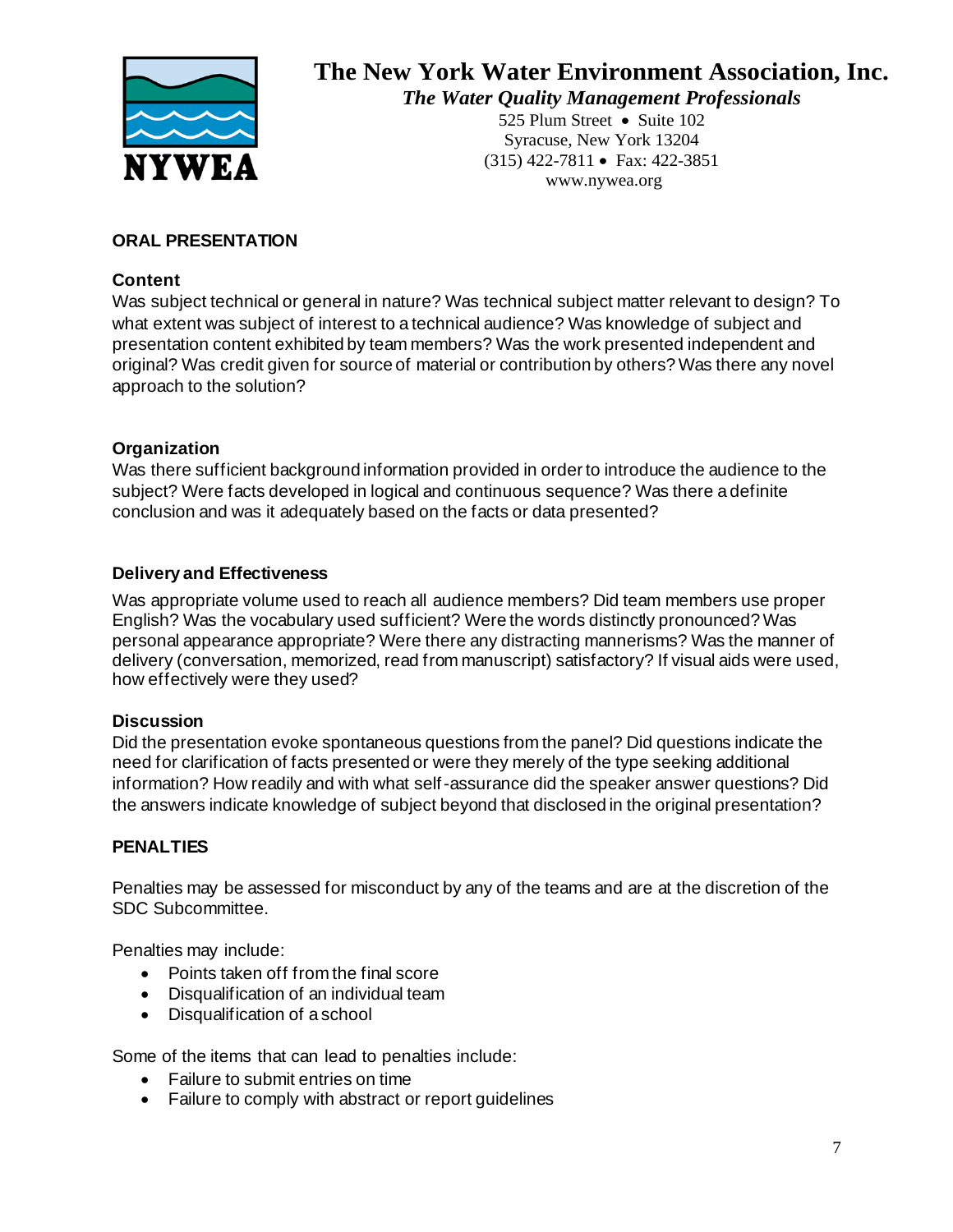# The New York Water Environment Association, Inc.

***The Water Quality Management Professionals***

525 Plum Street • Suite 102
Syracuse, New York 13204
(315) 422-7811 • Fax: 422-3851
www.nywea.org

## ORAL PRESENTATION

### Content

Was subject technical or general in nature? Was technical subject matter relevant to design? To what extent was subject of interest to a technical audience? Was knowledge of subject and presentation content exhibited by team members? Was the work presented independent and original? Was credit given for source of material or contribution by others? Was there any novel approach to the solution?

### Organization

Was there sufficient background information provided in order to introduce the audience to the subject? Were facts developed in logical and continuous sequence? Was there a definite conclusion and was it adequately based on the facts or data presented?

### Delivery and Effectiveness

Was appropriate volume used to reach all audience members? Did team members use proper English? Was the vocabulary used sufficient? Were the words distinctly pronounced? Was personal appearance appropriate? Were there any distracting mannerisms? Was the manner of delivery (conversation, memorized, read from manuscript) satisfactory? If visual aids were used, how effectively were they used?

### Discussion

Did the presentation evoke spontaneous questions from the panel? Did questions indicate the need for clarification of facts presented or were they merely of the type seeking additional information? How readily and with what self-assurance did the speaker answer questions? Did the answers indicate knowledge of subject beyond that disclosed in the original presentation?

## PENALTIES

Penalties may be assessed for misconduct by any of the teams and are at the discretion of the SDC Subcommittee.

Penalties may include:

- Points taken off from the final score
- Disqualification of an individual team
- Disqualification of a school

Some of the items that can lead to penalties include:

- Failure to submit entries on time
- Failure to comply with abstract or report guidelines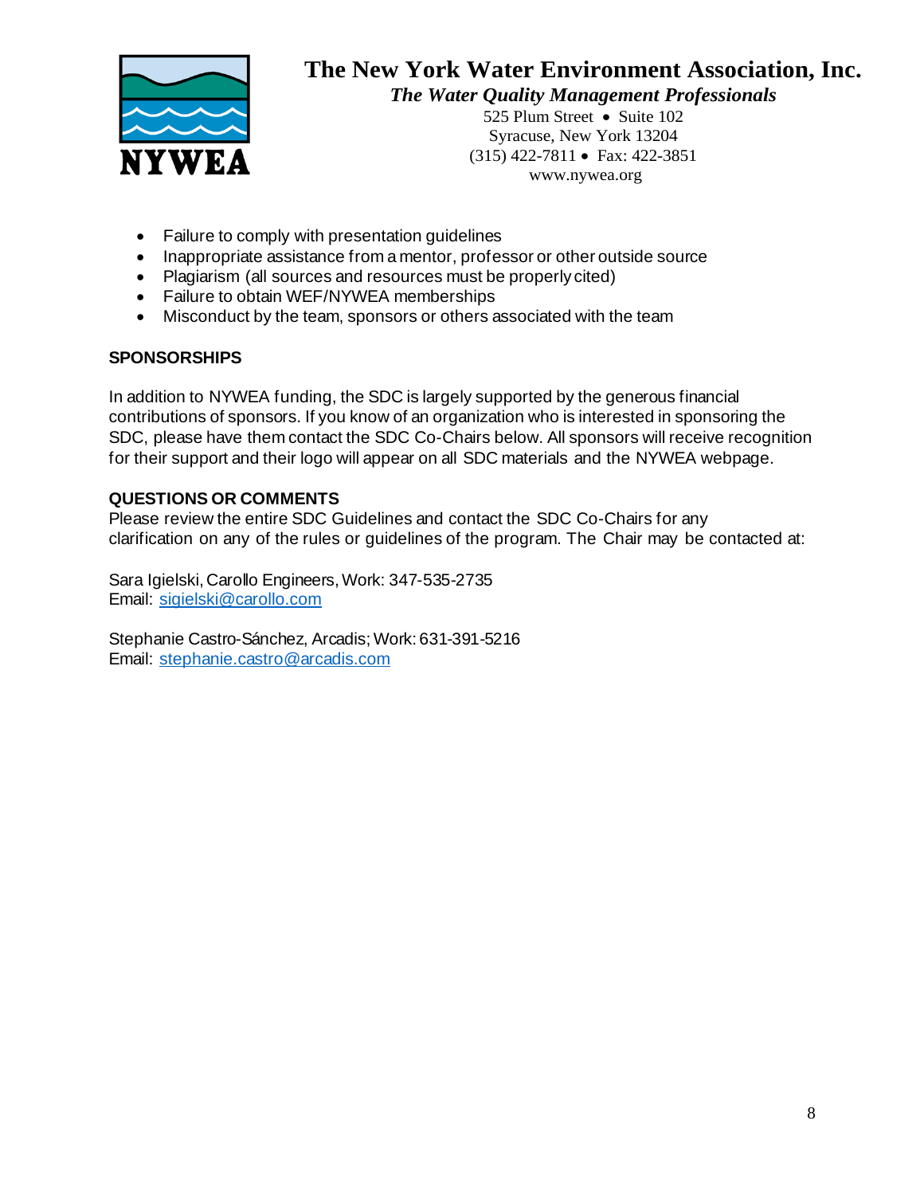- Failure to comply with presentation guidelines
- Inappropriate assistance from a mentor, professor or other outside source
- Plagiarism (all sources and resources must be properly cited)
- Failure to obtain WEF/NYWEA memberships
- Misconduct by the team, sponsors or others associated with the team

**SPONSORSHIPS**

In addition to NYWEA funding, the SDC is largely supported by the generous financial contributions of sponsors. If you know of an organization who is interested in sponsoring the SDC, please have them contact the SDC Co-Chairs below. All sponsors will receive recognition for their support and their logo will appear on all SDC materials and the NYWEA webpage.

**QUESTIONS OR COMMENTS**

Please review the entire SDC Guidelines and contact the SDC Co-Chairs for any clarification on any of the rules or guidelines of the program. The Chair may be contacted at:

Sara Igielski, Carollo Engineers, Work: 347-535-2735
Email: sigielski@carollo.com

Stephanie Castro-Sánchez, Arcadis; Work: 631-391-5216
Email: stephanie.castro@arcadis.com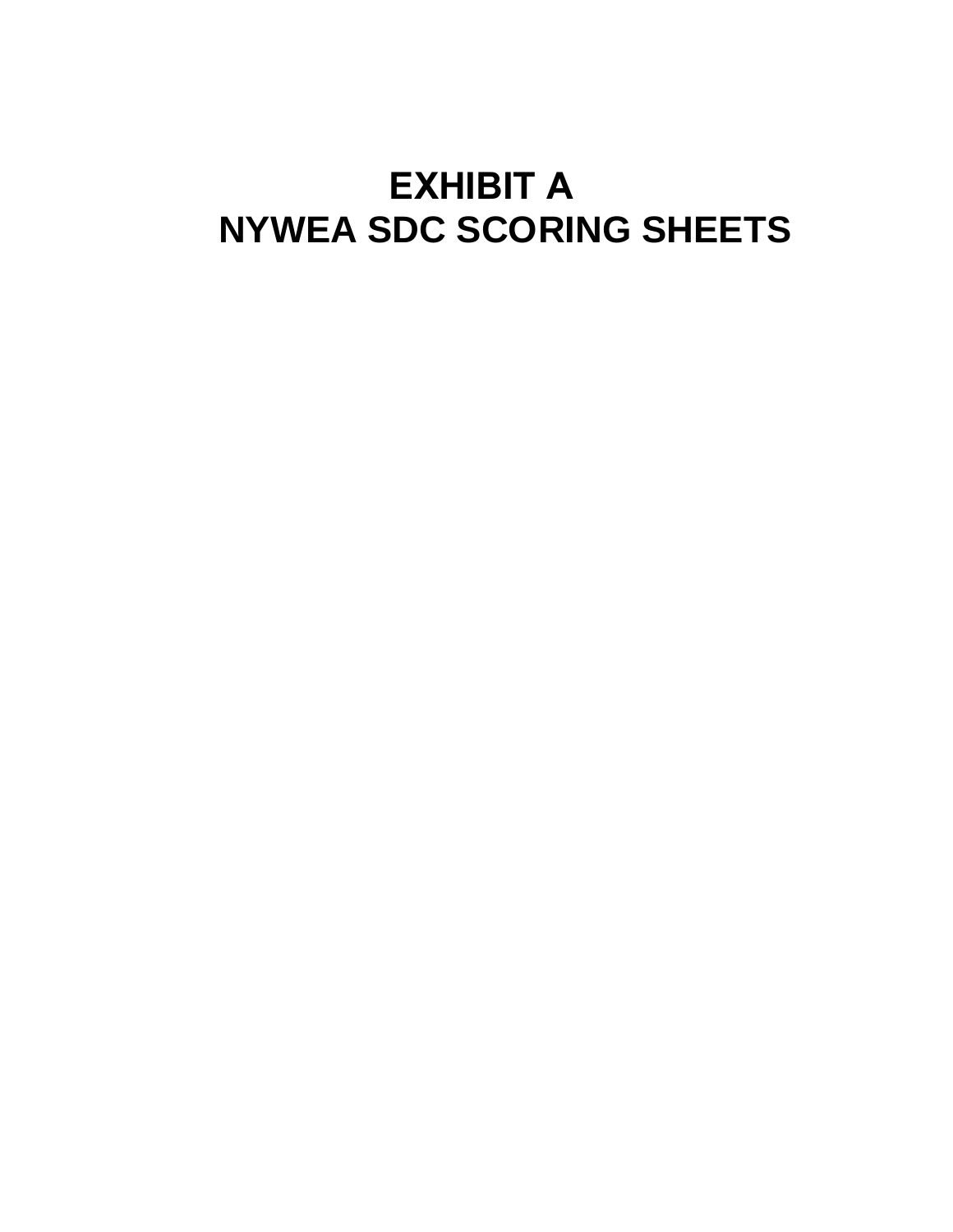# EXHIBIT A

# NYWEA SDC SCORING SHEETS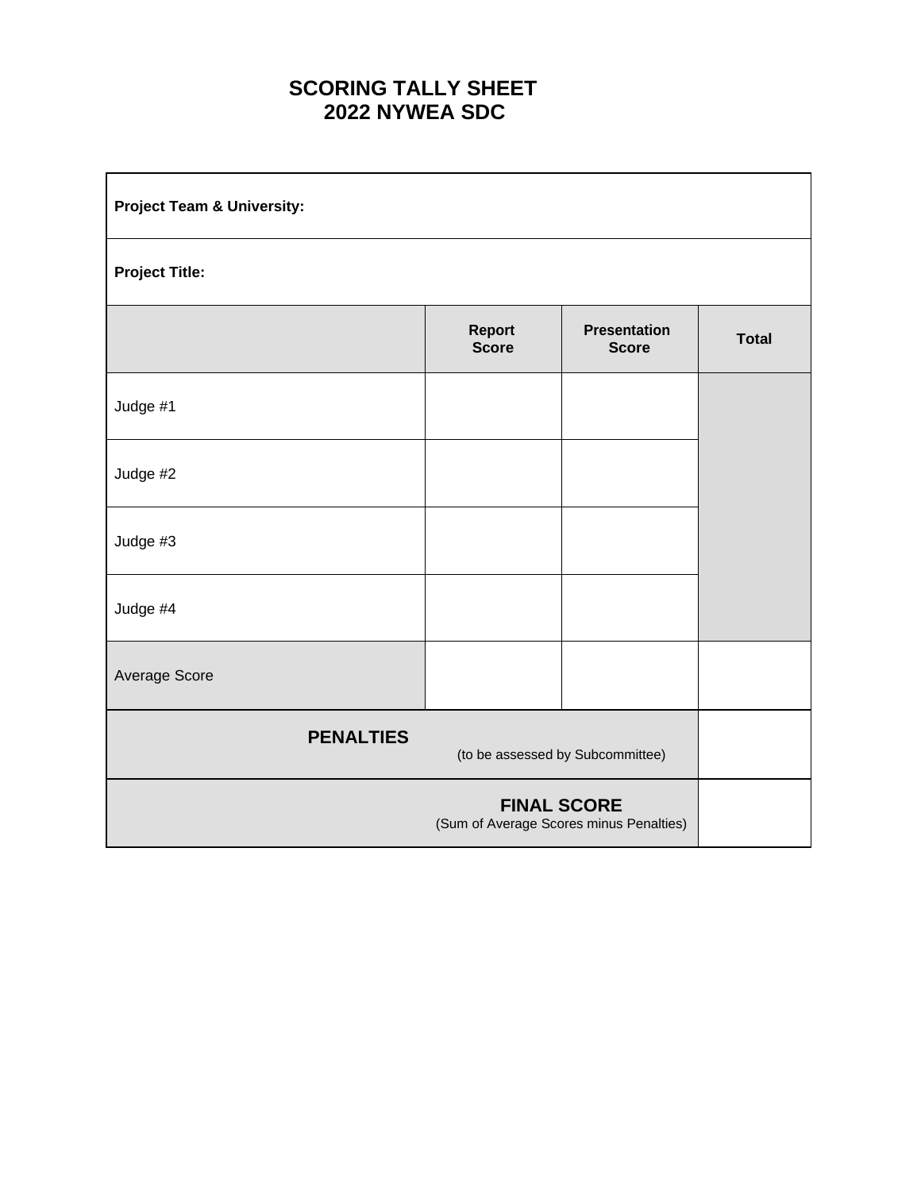# SCORING TALLY SHEET
# 2022 NYWEA SDC

| **Project Team & University:** | | | |
|---|---|---|---|
| **Project Title:** | | | |
| | **Report Score** | **Presentation Score** | **Total** |
| Judge #1 | | | |
| Judge #2 | | | |
| Judge #3 | | | |
| Judge #4 | | | |
| Average Score | | | |
| **PENALTIES** (to be assessed by Subcommittee) | | | |
| **FINAL SCORE** (Sum of Average Scores minus Penalties) | | | |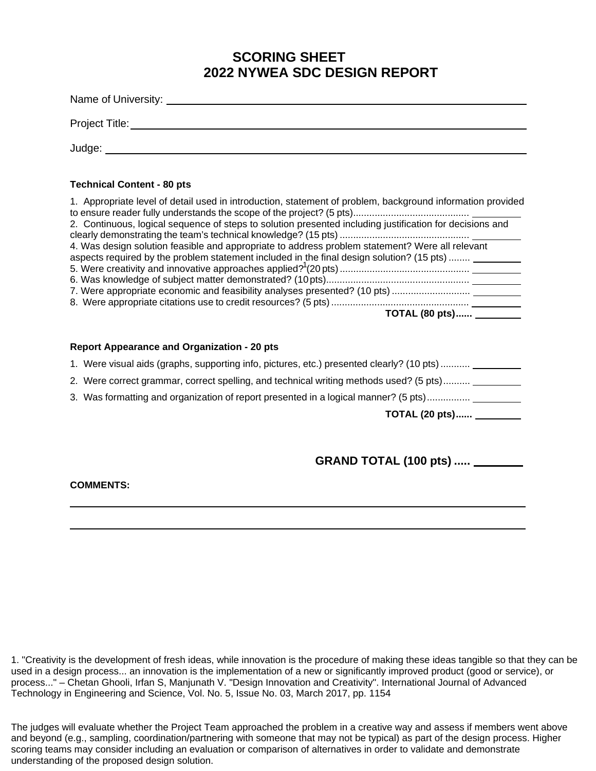# SCORING SHEET
# 2022 NYWEA SDC DESIGN REPORT

Name of University: ______________________________

Project Title: ______________________________

Judge: ______________________________

**Technical Content - 80 pts**

1. Appropriate level of detail used in introduction, statement of problem, background information provided to ensure reader fully understands the scope of the project? (5 pts)........................................... ________
2. Continuous, logical sequence of steps to solution presented including justification for decisions and clearly demonstrating the team's technical knowledge? (15 pts) ................................................ ________
4. Was design solution feasible and appropriate to address problem statement? Were all relevant aspects required by the problem statement included in the final design solution? (15 pts) ........ ________
5. Were creativity and innovative approaches applied?[1] (20 pts) ................................................ ________
6. Was knowledge of subject matter demonstrated? (10 pts)..................................................... ________
7. Were appropriate economic and feasibility analyses presented? (10 pts) ............................ ________
8. Were appropriate citations use to credit resources? (5 pts)................................................... ________

**TOTAL (80 pts)......** ________

**Report Appearance and Organization - 20 pts**

1. Were visual aids (graphs, supporting info, pictures, etc.) presented clearly? (10 pts) ........... ________
2. Were correct grammar, correct spelling, and technical writing methods used? (5 pts).......... ________
3. Was formatting and organization of report presented in a logical manner? (5 pts)................ ________

**TOTAL (20 pts)......** ________

**GRAND TOTAL (100 pts) .....** ________

**COMMENTS:**

______________________________

______________________________

1. "Creativity is the development of fresh ideas, while innovation is the procedure of making these ideas tangible so that they can be used in a design process... an innovation is the implementation of a new or significantly improved product (good or service), or process..." – Chetan Ghooli, Irfan S, Manjunath V. "Design Innovation and Creativity". International Journal of Advanced Technology in Engineering and Science, Vol. No. 5, Issue No. 03, March 2017, pp. 1154

The judges will evaluate whether the Project Team approached the problem in a creative way and assess if members went above and beyond (e.g., sampling, coordination/partnering with someone that may not be typical) as part of the design process. Higher scoring teams may consider including an evaluation or comparison of alternatives in order to validate and demonstrate understanding of the proposed design solution.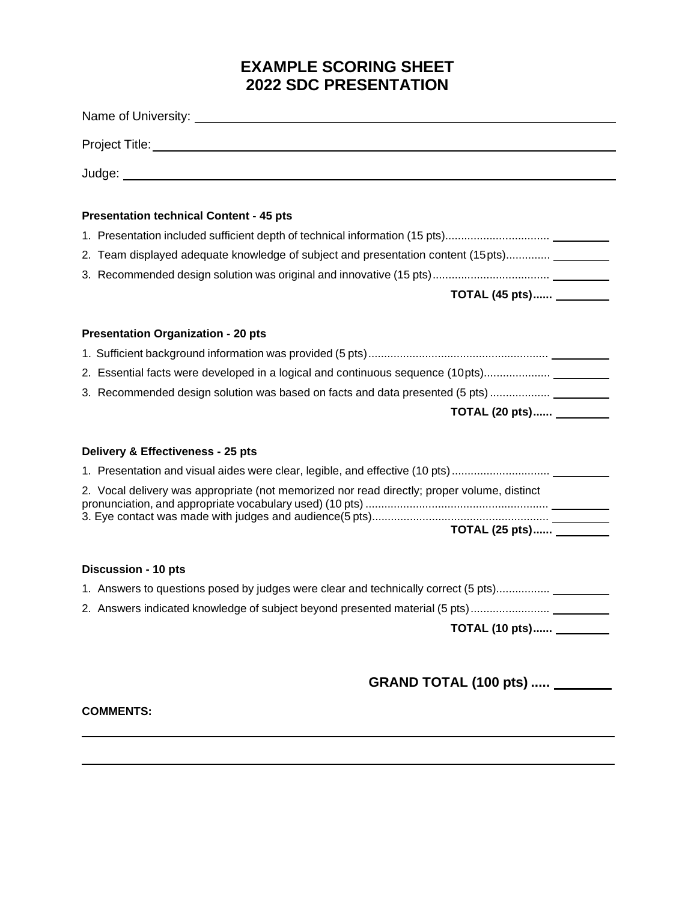# EXAMPLE SCORING SHEET
# 2022 SDC PRESENTATION

Name of University: ____________________

Project Title: ____________________

Judge: ____________________

**Presentation technical Content - 45 pts**

1. Presentation included sufficient depth of technical information (15 pts)................................ ________
2. Team displayed adequate knowledge of subject and presentation content (15pts).............. ________
3. Recommended design solution was original and innovative (15 pts).................................... ________

**TOTAL (45 pts)......** ________

**Presentation Organization - 20 pts**

1. Sufficient background information was provided (5 pts)......................................................... ________
2. Essential facts were developed in a logical and continuous sequence (10pts).................... ________
3. Recommended design solution was based on facts and data presented (5 pts)................... ________

**TOTAL (20 pts)......** ________

**Delivery & Effectiveness - 25 pts**

1. Presentation and visual aides were clear, legible, and effective (10 pts).............................. ________
2. Vocal delivery was appropriate (not memorized nor read directly; proper volume, distinct pronunciation, and appropriate vocabulary used) (10 pts)......................................................... ________
3. Eye contact was made with judges and audience(5 pts)....................................................... ________

**TOTAL (25 pts)......** ________

**Discussion - 10 pts**

1. Answers to questions posed by judges were clear and technically correct (5 pts)................ ________
2. Answers indicated knowledge of subject beyond presented material (5 pts)......................... ________

**TOTAL (10 pts)......** ________

**GRAND TOTAL (100 pts) .....** ________

**COMMENTS:**